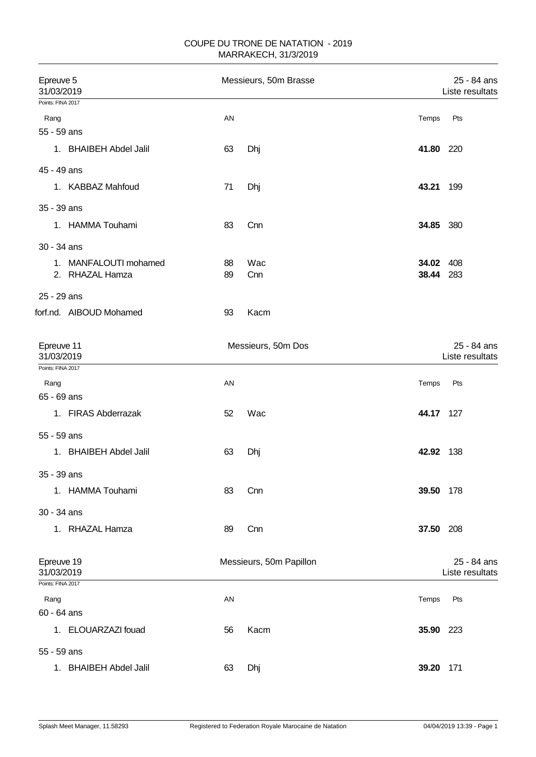# COUPE DU TRONE DE NATATION - 2019
MARRAKECH, 31/3/2019

## Epreuve 5 — Messieurs, 50m Brasse — 25 - 84 ans

31/03/2019 — Liste resultats

Points: FINA 2017

| Rang | | AN | | Temps | Pts |
|---|---|---|---|---|---|
| **55 - 59 ans** | | | | | |
| 1. | BHAIBEH Abdel Jalil | 63 | Dhj | **41.80** | 220 |
| **45 - 49 ans** | | | | | |
| 1. | KABBAZ Mahfoud | 71 | Dhj | **43.21** | 199 |
| **35 - 39 ans** | | | | | |
| 1. | HAMMA Touhami | 83 | Cnn | **34.85** | 380 |
| **30 - 34 ans** | | | | | |
| 1. | MANFALOUTI mohamed | 88 | Wac | **34.02** | 408 |
| 2. | RHAZAL Hamza | 89 | Cnn | **38.44** | 283 |
| **25 - 29 ans** | | | | | |
| forf.nd. | AIBOUD Mohamed | 93 | Kacm | | |

## Epreuve 11 — Messieurs, 50m Dos — 25 - 84 ans

31/03/2019 — Liste resultats

Points: FINA 2017

| Rang | | AN | | Temps | Pts |
|---|---|---|---|---|---|
| **65 - 69 ans** | | | | | |
| 1. | FIRAS Abderrazak | 52 | Wac | **44.17** | 127 |
| **55 - 59 ans** | | | | | |
| 1. | BHAIBEH Abdel Jalil | 63 | Dhj | **42.92** | 138 |
| **35 - 39 ans** | | | | | |
| 1. | HAMMA Touhami | 83 | Cnn | **39.50** | 178 |
| **30 - 34 ans** | | | | | |
| 1. | RHAZAL Hamza | 89 | Cnn | **37.50** | 208 |

## Epreuve 19 — Messieurs, 50m Papillon — 25 - 84 ans

31/03/2019 — Liste resultats

Points: FINA 2017

| Rang | | AN | | Temps | Pts |
|---|---|---|---|---|---|
| **60 - 64 ans** | | | | | |
| 1. | ELOUARZAZI fouad | 56 | Kacm | **35.90** | 223 |
| **55 - 59 ans** | | | | | |
| 1. | BHAIBEH Abdel Jalil | 63 | Dhj | **39.20** | 171 |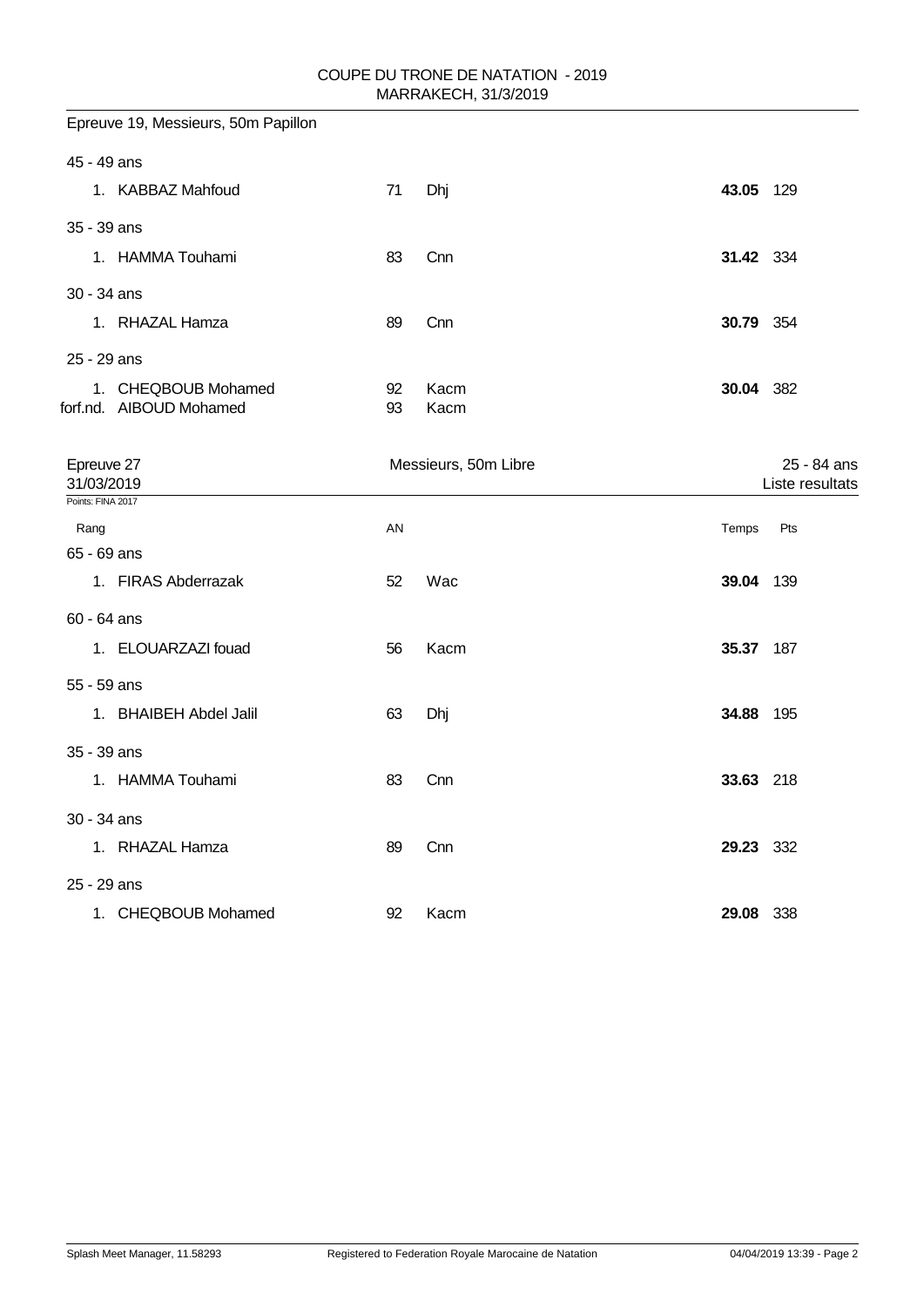Epreuve 19, Messieurs, 50m Papillon

| | | | | | |
|---|---|---|---|---|---|
| 45 - 49 ans | | | | | |
| 1. | KABBAZ Mahfoud | 71 | Dhj | **43.05** | 129 |
| 35 - 39 ans | | | | | |
| 1. | HAMMA Touhami | 83 | Cnn | **31.42** | 334 |
| 30 - 34 ans | | | | | |
| 1. | RHAZAL Hamza | 89 | Cnn | **30.79** | 354 |
| 25 - 29 ans | | | | | |
| 1. | CHEQBOUB Mohamed | 92 | Kacm | **30.04** | 382 |
| forf.nd. | AIBOUD Mohamed | 93 | Kacm | | |

Epreuve 27 — Messieurs, 50m Libre — 25 - 84 ans

31/03/2019 — Liste resultats

Points: FINA 2017

| Rang | | AN | | Temps | Pts |
|---|---|---|---|---|---|
| 65 - 69 ans | | | | | |
| 1. | FIRAS Abderrazak | 52 | Wac | **39.04** | 139 |
| 60 - 64 ans | | | | | |
| 1. | ELOUARZAZI fouad | 56 | Kacm | **35.37** | 187 |
| 55 - 59 ans | | | | | |
| 1. | BHAIBEH Abdel Jalil | 63 | Dhj | **34.88** | 195 |
| 35 - 39 ans | | | | | |
| 1. | HAMMA Touhami | 83 | Cnn | **33.63** | 218 |
| 30 - 34 ans | | | | | |
| 1. | RHAZAL Hamza | 89 | Cnn | **29.23** | 332 |
| 25 - 29 ans | | | | | |
| 1. | CHEQBOUB Mohamed | 92 | Kacm | **29.08** | 338 |